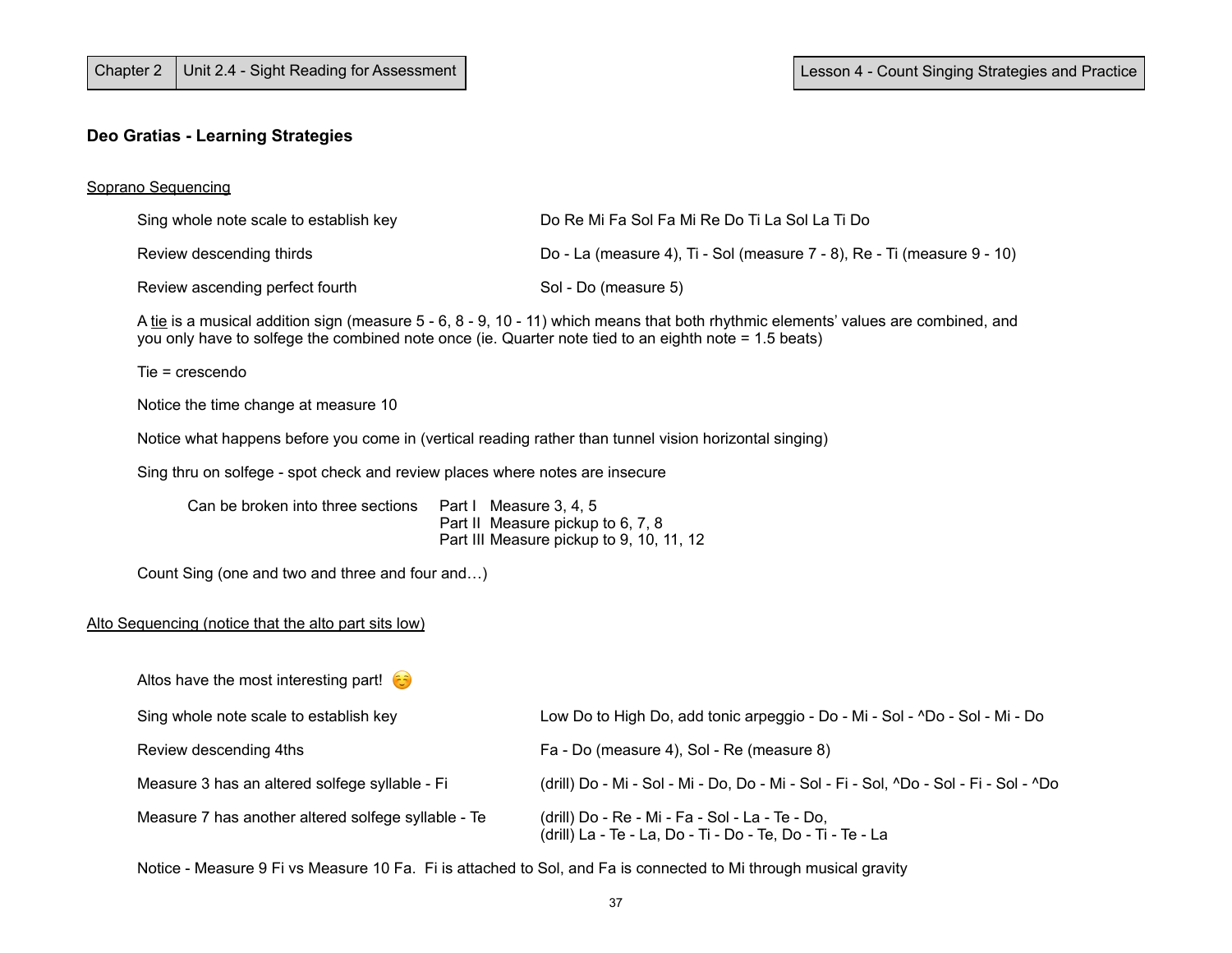Chapter 2 | Unit 2.4 - Sight Reading for Assessment

Lesson 4 - Count Singing Strategies and Practice

**Deo Gratias - Learning Strategies**

Soprano Sequencing

Sing whole note scale to establish key — Do Re Mi Fa Sol Fa Mi Re Do Ti La Sol La Ti Do

Review descending thirds — Do - La (measure 4), Ti - Sol (measure 7 - 8), Re - Ti (measure 9 - 10)

Review ascending perfect fourth — Sol - Do (measure 5)

A tie is a musical addition sign (measure 5 - 6, 8 - 9, 10 - 11) which means that both rhythmic elements' values are combined, and you only have to solfege the combined note once (ie. Quarter note tied to an eighth note = 1.5 beats)

Tie = crescendo

Notice the time change at measure 10

Notice what happens before you come in (vertical reading rather than tunnel vision horizontal singing)

Sing thru on solfege - spot check and review places where notes are insecure

Can be broken into three sections
- Part I Measure 3, 4, 5
- Part II Measure pickup to 6, 7, 8
- Part III Measure pickup to 9, 10, 11, 12

Count Sing (one and two and three and four and…)

Alto Sequencing (notice that the alto part sits low)

Altos have the most interesting part! ☺️

Sing whole note scale to establish key — Low Do to High Do, add tonic arpeggio - Do - Mi - Sol - ^Do - Sol - Mi - Do

Review descending 4ths — Fa - Do (measure 4), Sol - Re (measure 8)

Measure 3 has an altered solfege syllable - Fi — (drill) Do - Mi - Sol - Mi - Do, Do - Mi - Sol - Fi - Sol, ^Do - Sol - Fi - Sol - ^Do

Measure 7 has another altered solfege syllable - Te — (drill) Do - Re - Mi - Fa - Sol - La - Te - Do,
(drill) La - Te - La, Do - Ti - Do - Te, Do - Ti - Te - La

Notice - Measure 9 Fi vs Measure 10 Fa. Fi is attached to Sol, and Fa is connected to Mi through musical gravity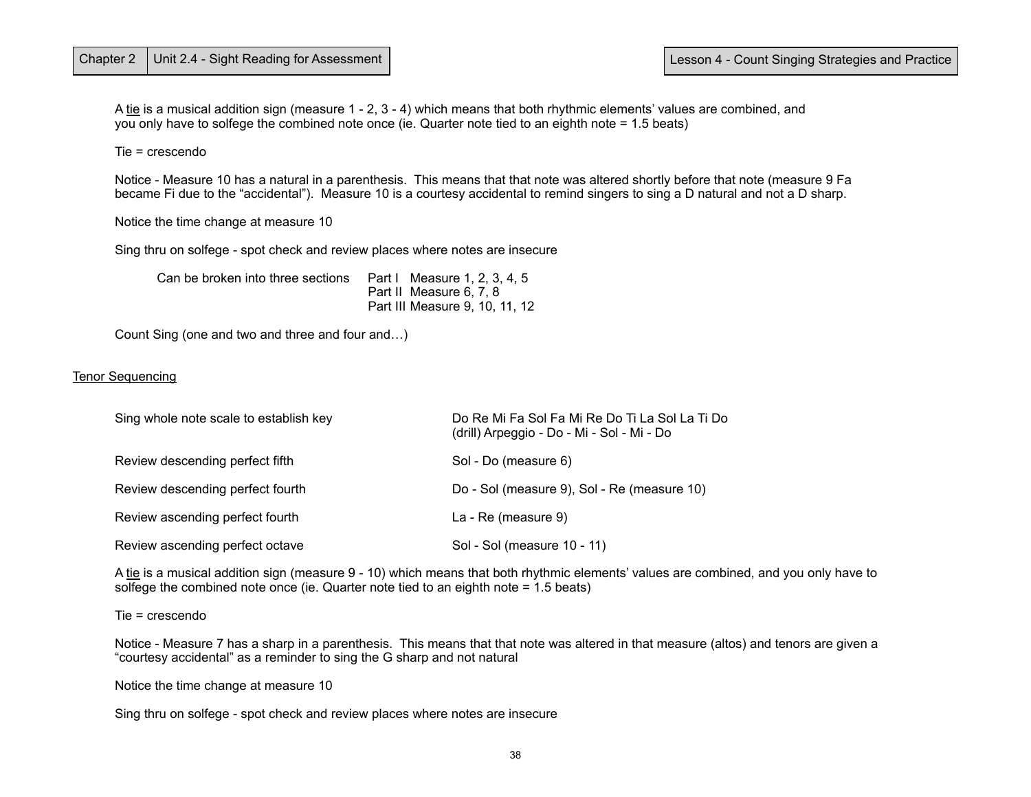A tie is a musical addition sign (measure 1 - 2, 3 - 4) which means that both rhythmic elements' values are combined, and you only have to solfege the combined note once (ie. Quarter note tied to an eighth note = 1.5 beats)

Tie = crescendo

Notice - Measure 10 has a natural in a parenthesis. This means that that note was altered shortly before that note (measure 9 Fa became Fi due to the "accidental"). Measure 10 is a courtesy accidental to remind singers to sing a D natural and not a D sharp.

Notice the time change at measure 10

Sing thru on solfege - spot check and review places where notes are insecure

Can be broken into three sections
- Part I Measure 1, 2, 3, 4, 5
- Part II Measure 6, 7, 8
- Part III Measure 9, 10, 11, 12

Count Sing (one and two and three and four and…)

## Tenor Sequencing

| | |
|---|---|
| Sing whole note scale to establish key | Do Re Mi Fa Sol Fa Mi Re Do Ti La Sol La Ti Do<br>(drill) Arpeggio - Do - Mi - Sol - Mi - Do |
| Review descending perfect fifth | Sol - Do (measure 6) |
| Review descending perfect fourth | Do - Sol (measure 9), Sol - Re (measure 10) |
| Review ascending perfect fourth | La - Re (measure 9) |
| Review ascending perfect octave | Sol - Sol (measure 10 - 11) |

A tie is a musical addition sign (measure 9 - 10) which means that both rhythmic elements' values are combined, and you only have to solfege the combined note once (ie. Quarter note tied to an eighth note = 1.5 beats)

Tie = crescendo

Notice - Measure 7 has a sharp in a parenthesis. This means that that note was altered in that measure (altos) and tenors are given a "courtesy accidental" as a reminder to sing the G sharp and not natural

Notice the time change at measure 10

Sing thru on solfege - spot check and review places where notes are insecure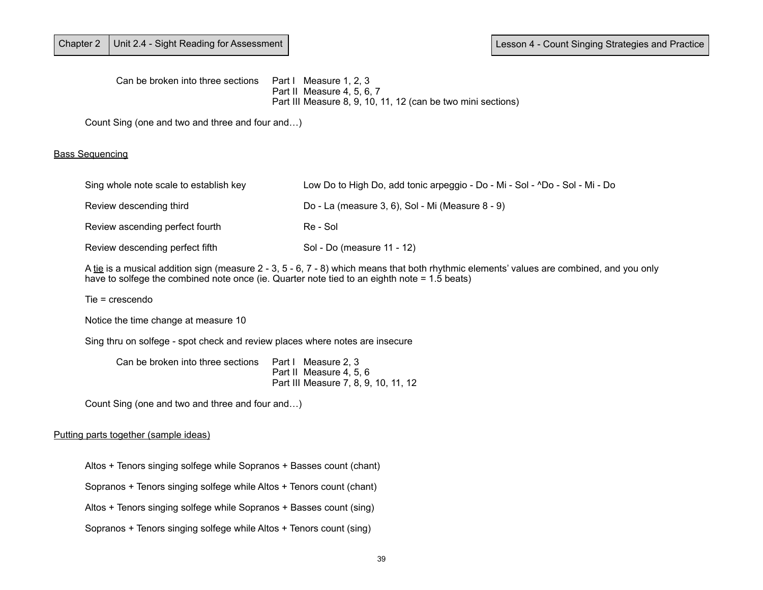Can be broken into three sections

- Part I Measure 1, 2, 3
- Part II Measure 4, 5, 6, 7
- Part III Measure 8, 9, 10, 11, 12 (can be two mini sections)

Count Sing (one and two and three and four and…)

## Bass Sequencing

| | |
|---|---|
| Sing whole note scale to establish key | Low Do to High Do, add tonic arpeggio - Do - Mi - Sol - ^Do - Sol - Mi - Do |
| Review descending third | Do - La (measure 3, 6), Sol - Mi (Measure 8 - 9) |
| Review ascending perfect fourth | Re - Sol |
| Review descending perfect fifth | Sol - Do (measure 11 - 12) |

A tie is a musical addition sign (measure 2 - 3, 5 - 6, 7 - 8) which means that both rhythmic elements' values are combined, and you only have to solfege the combined note once (ie. Quarter note tied to an eighth note = 1.5 beats)

Tie = crescendo

Notice the time change at measure 10

Sing thru on solfege - spot check and review places where notes are insecure

Can be broken into three sections

- Part I Measure 2, 3
- Part II Measure 4, 5, 6
- Part III Measure 7, 8, 9, 10, 11, 12

Count Sing (one and two and three and four and…)

## Putting parts together (sample ideas)

Altos + Tenors singing solfege while Sopranos + Basses count (chant)

Sopranos + Tenors singing solfege while Altos + Tenors count (chant)

Altos + Tenors singing solfege while Sopranos + Basses count (sing)

Sopranos + Tenors singing solfege while Altos + Tenors count (sing)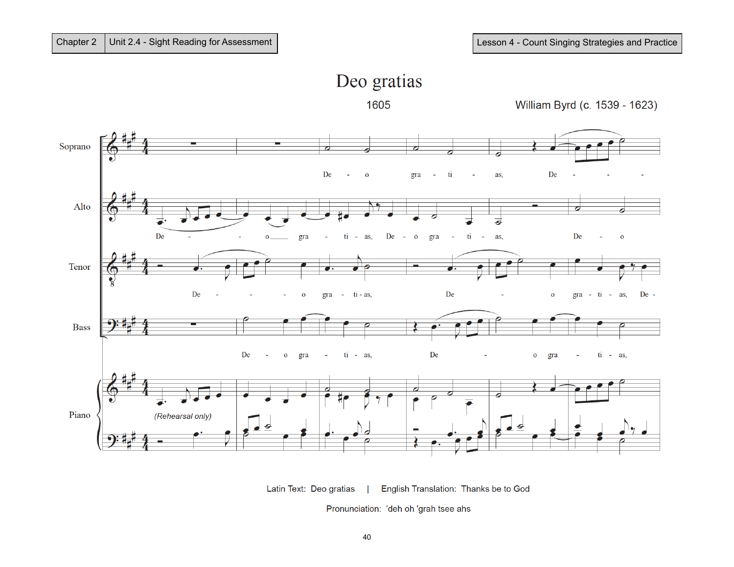# Deo gratias

1605

William Byrd (c. 1539 - 1623)

Latin Text: Deo gratias | English Translation: Thanks be to God

Pronunciation: 'deh oh 'grah tsee ahs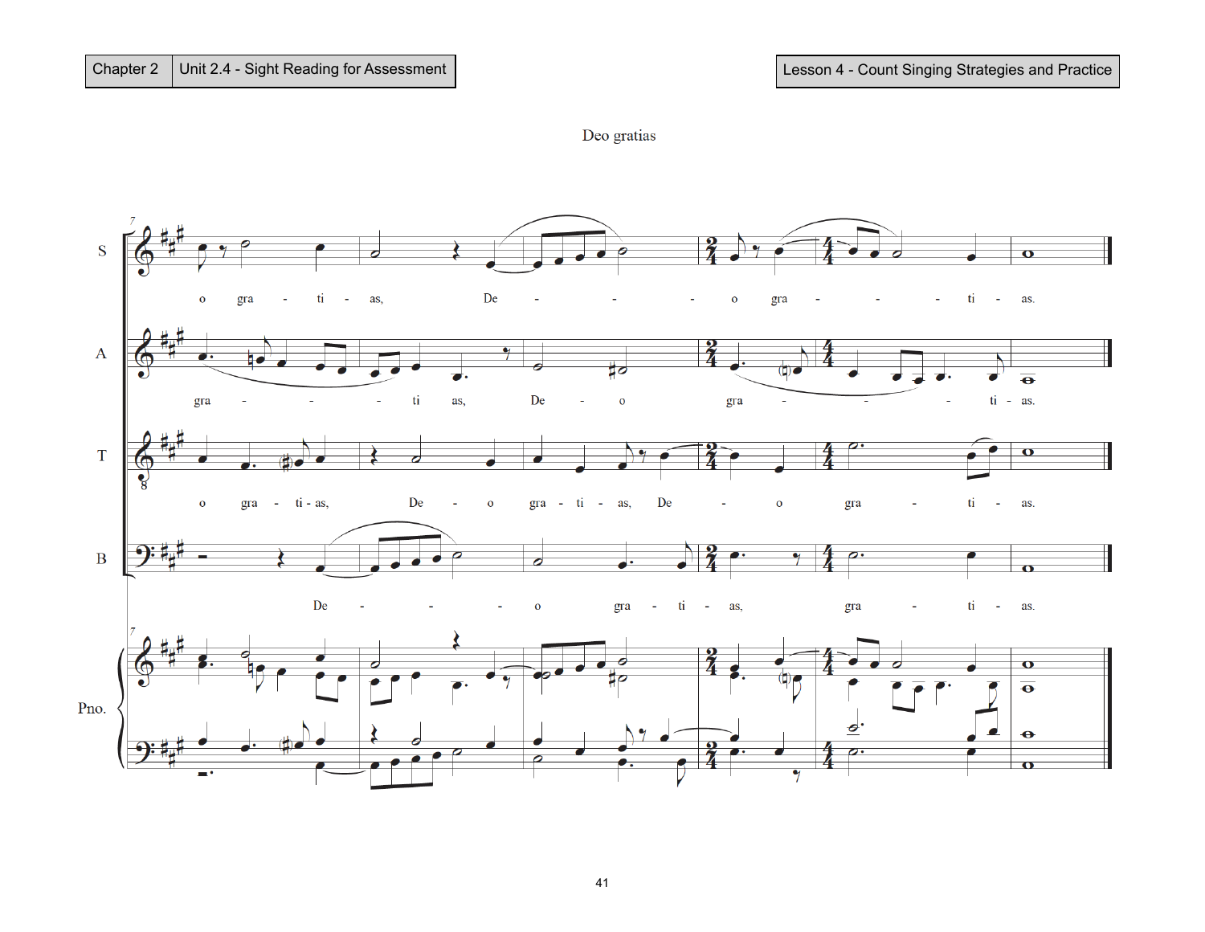Deo gratias